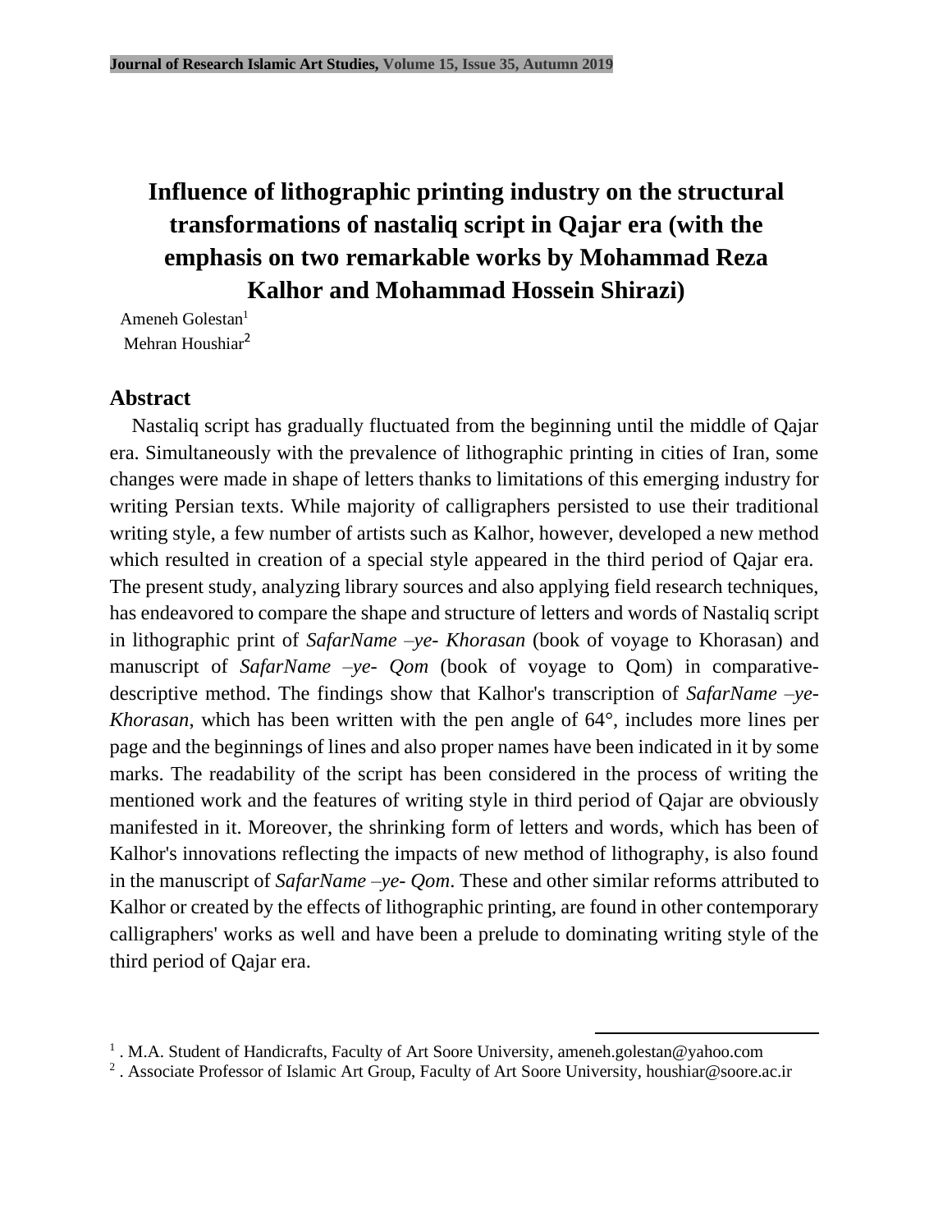# Influence of lithographic printing industry on the structural transformations of nastaliq script in Qajar era (with the emphasis on two remarkable works by Mohammad Reza Kalhor and Mohammad Hossein Shirazi)

Ameneh Golestan[1]

Mehran Houshiar[2]

## Abstract

Nastaliq script has gradually fluctuated from the beginning until the middle of Qajar era. Simultaneously with the prevalence of lithographic printing in cities of Iran, some changes were made in shape of letters thanks to limitations of this emerging industry for writing Persian texts. While majority of calligraphers persisted to use their traditional writing style, a few number of artists such as Kalhor, however, developed a new method which resulted in creation of a special style appeared in the third period of Qajar era. The present study, analyzing library sources and also applying field research techniques, has endeavored to compare the shape and structure of letters and words of Nastaliq script in lithographic print of *SafarName –ye- Khorasan* (book of voyage to Khorasan) and manuscript of *SafarName –ye- Qom* (book of voyage to Qom) in comparative-descriptive method. The findings show that Kalhor's transcription of *SafarName –ye- Khorasan*, which has been written with the pen angle of 64°, includes more lines per page and the beginnings of lines and also proper names have been indicated in it by some marks. The readability of the script has been considered in the process of writing the mentioned work and the features of writing style in third period of Qajar are obviously manifested in it. Moreover, the shrinking form of letters and words, which has been of Kalhor's innovations reflecting the impacts of new method of lithography, is also found in the manuscript of *SafarName –ye- Qom*. These and other similar reforms attributed to Kalhor or created by the effects of lithographic printing, are found in other contemporary calligraphers' works as well and have been a prelude to dominating writing style of the third period of Qajar era.

---

[1] . M.A. Student of Handicrafts, Faculty of Art Soore University, ameneh.golestan@yahoo.com

[2] . Associate Professor of Islamic Art Group, Faculty of Art Soore University, houshiar@soore.ac.ir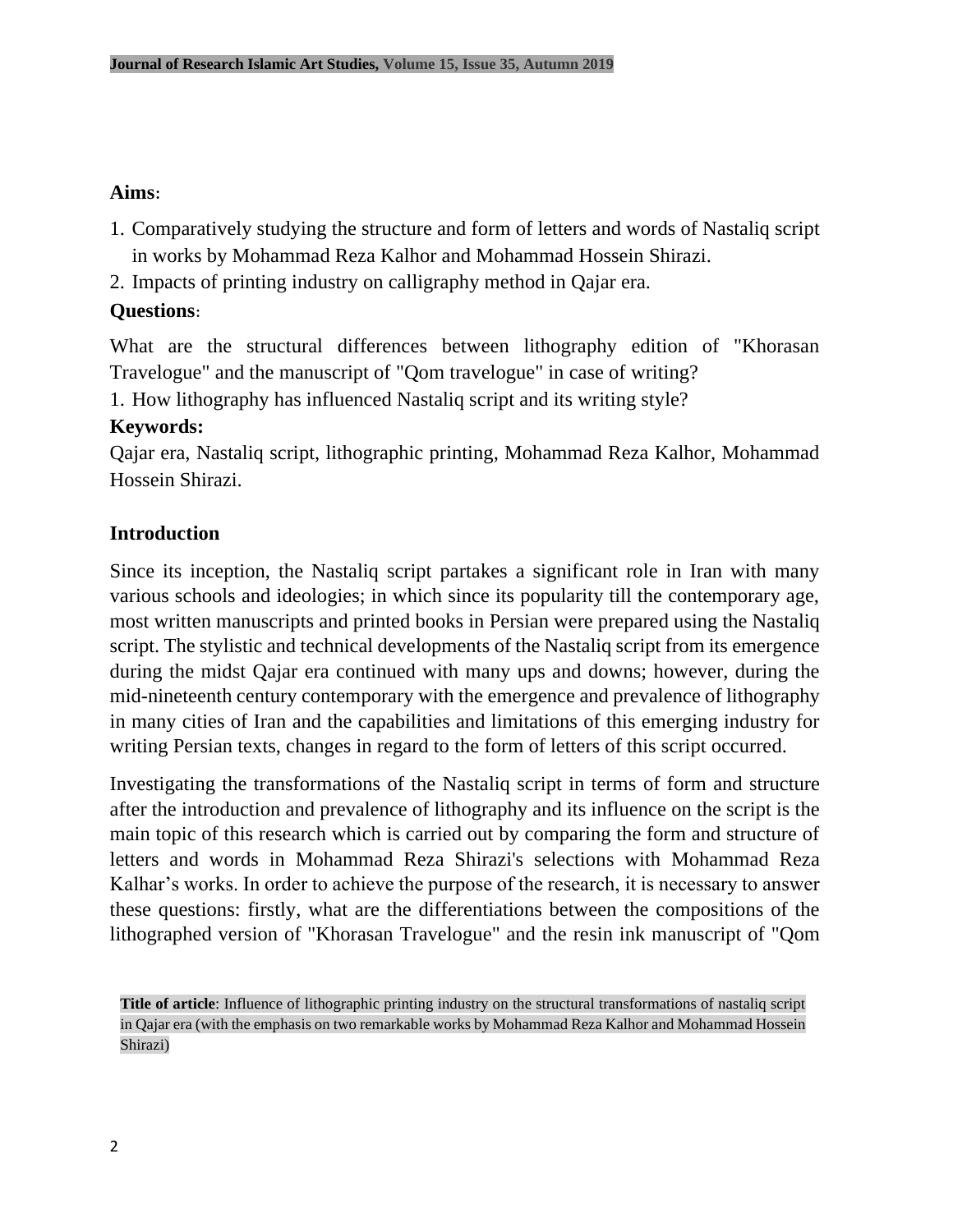**Aims**:

1. Comparatively studying the structure and form of letters and words of Nastaliq script in works by Mohammad Reza Kalhor and Mohammad Hossein Shirazi.
2. Impacts of printing industry on calligraphy method in Qajar era.

**Questions**:

What are the structural differences between lithography edition of "Khorasan Travelogue" and the manuscript of "Qom travelogue" in case of writing?

1. How lithography has influenced Nastaliq script and its writing style?

**Keywords:**

Qajar era, Nastaliq script, lithographic printing, Mohammad Reza Kalhor, Mohammad Hossein Shirazi.

## Introduction

Since its inception, the Nastaliq script partakes a significant role in Iran with many various schools and ideologies; in which since its popularity till the contemporary age, most written manuscripts and printed books in Persian were prepared using the Nastaliq script. The stylistic and technical developments of the Nastaliq script from its emergence during the midst Qajar era continued with many ups and downs; however, during the mid-nineteenth century contemporary with the emergence and prevalence of lithography in many cities of Iran and the capabilities and limitations of this emerging industry for writing Persian texts, changes in regard to the form of letters of this script occurred.

Investigating the transformations of the Nastaliq script in terms of form and structure after the introduction and prevalence of lithography and its influence on the script is the main topic of this research which is carried out by comparing the form and structure of letters and words in Mohammad Reza Shirazi's selections with Mohammad Reza Kalhar's works. In order to achieve the purpose of the research, it is necessary to answer these questions: firstly, what are the differentiations between the compositions of the lithographed version of "Khorasan Travelogue" and the resin ink manuscript of "Qom

**Title of article**: Influence of lithographic printing industry on the structural transformations of nastaliq script in Qajar era (with the emphasis on two remarkable works by Mohammad Reza Kalhor and Mohammad Hossein Shirazi)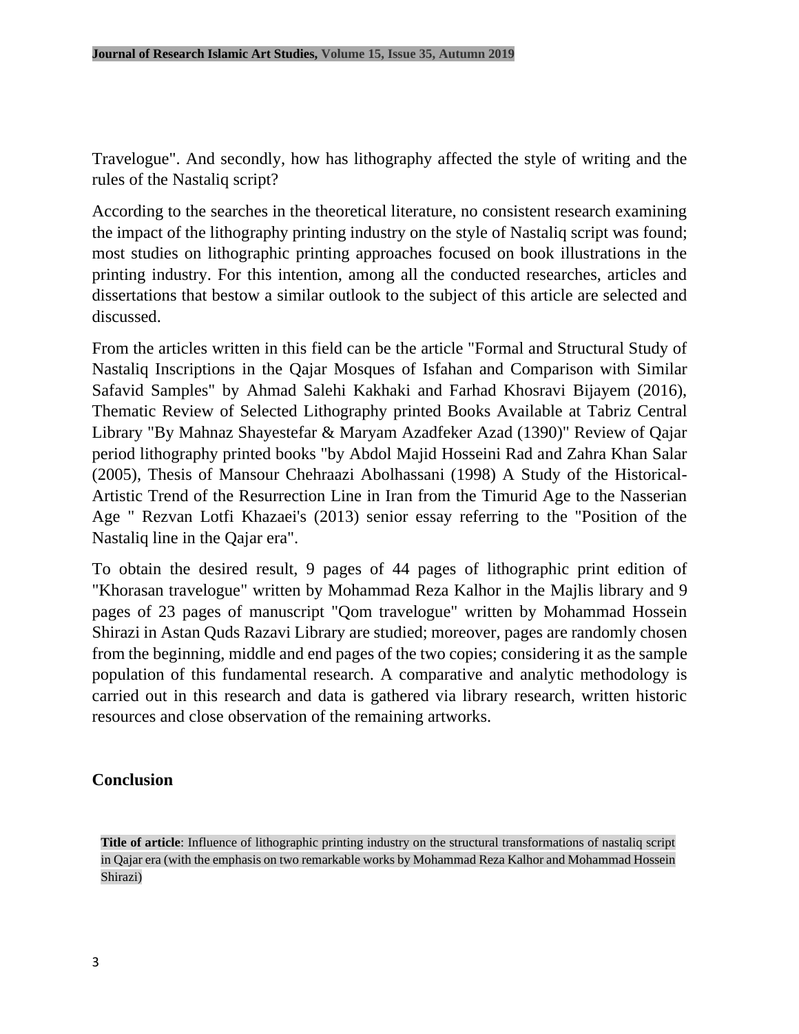Travelogue". And secondly, how has lithography affected the style of writing and the rules of the Nastaliq script?

According to the searches in the theoretical literature, no consistent research examining the impact of the lithography printing industry on the style of Nastaliq script was found; most studies on lithographic printing approaches focused on book illustrations in the printing industry. For this intention, among all the conducted researches, articles and dissertations that bestow a similar outlook to the subject of this article are selected and discussed.

From the articles written in this field can be the article "Formal and Structural Study of Nastaliq Inscriptions in the Qajar Mosques of Isfahan and Comparison with Similar Safavid Samples" by Ahmad Salehi Kakhaki and Farhad Khosravi Bijayem (2016), Thematic Review of Selected Lithography printed Books Available at Tabriz Central Library "By Mahnaz Shayestefar & Maryam Azadfeker Azad (1390)" Review of Qajar period lithography printed books "by Abdol Majid Hosseini Rad and Zahra Khan Salar (2005), Thesis of Mansour Chehraazi Abolhassani (1998) A Study of the Historical-Artistic Trend of the Resurrection Line in Iran from the Timurid Age to the Nasserian Age " Rezvan Lotfi Khazaei's (2013) senior essay referring to the "Position of the Nastaliq line in the Qajar era".

To obtain the desired result, 9 pages of 44 pages of lithographic print edition of "Khorasan travelogue" written by Mohammad Reza Kalhor in the Majlis library and 9 pages of 23 pages of manuscript "Qom travelogue" written by Mohammad Hossein Shirazi in Astan Quds Razavi Library are studied; moreover, pages are randomly chosen from the beginning, middle and end pages of the two copies; considering it as the sample population of this fundamental research. A comparative and analytic methodology is carried out in this research and data is gathered via library research, written historic resources and close observation of the remaining artworks.

## Conclusion

**Title of article**: Influence of lithographic printing industry on the structural transformations of nastaliq script in Qajar era (with the emphasis on two remarkable works by Mohammad Reza Kalhor and Mohammad Hossein Shirazi)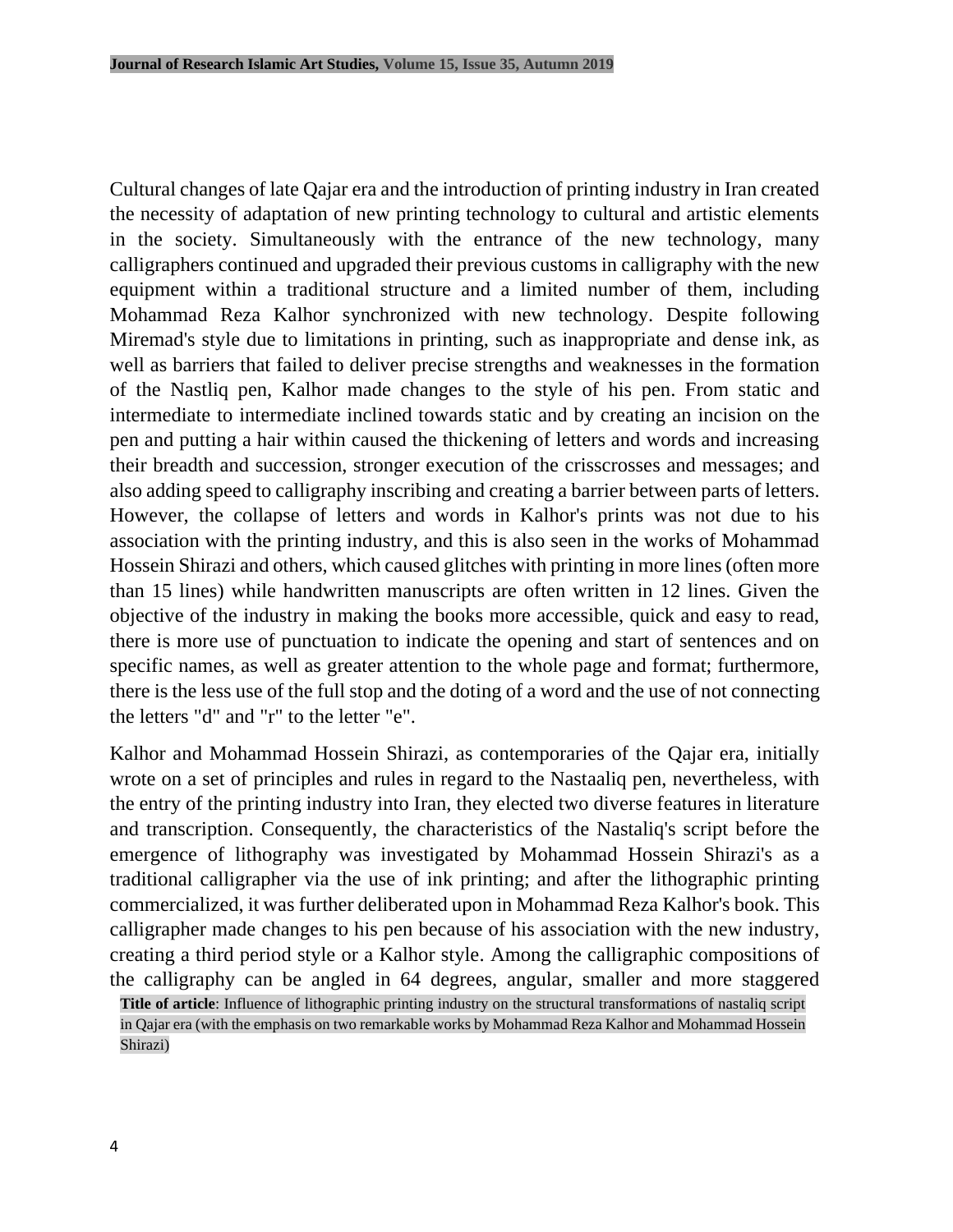Cultural changes of late Qajar era and the introduction of printing industry in Iran created the necessity of adaptation of new printing technology to cultural and artistic elements in the society. Simultaneously with the entrance of the new technology, many calligraphers continued and upgraded their previous customs in calligraphy with the new equipment within a traditional structure and a limited number of them, including Mohammad Reza Kalhor synchronized with new technology. Despite following Miremad's style due to limitations in printing, such as inappropriate and dense ink, as well as barriers that failed to deliver precise strengths and weaknesses in the formation of the Nastliq pen, Kalhor made changes to the style of his pen. From static and intermediate to intermediate inclined towards static and by creating an incision on the pen and putting a hair within caused the thickening of letters and words and increasing their breadth and succession, stronger execution of the crisscrosses and messages; and also adding speed to calligraphy inscribing and creating a barrier between parts of letters. However, the collapse of letters and words in Kalhor's prints was not due to his association with the printing industry, and this is also seen in the works of Mohammad Hossein Shirazi and others, which caused glitches with printing in more lines (often more than 15 lines) while handwritten manuscripts are often written in 12 lines. Given the objective of the industry in making the books more accessible, quick and easy to read, there is more use of punctuation to indicate the opening and start of sentences and on specific names, as well as greater attention to the whole page and format; furthermore, there is the less use of the full stop and the doting of a word and the use of not connecting the letters "d" and "r" to the letter "e".

Kalhor and Mohammad Hossein Shirazi, as contemporaries of the Qajar era, initially wrote on a set of principles and rules in regard to the Nastaaliq pen, nevertheless, with the entry of the printing industry into Iran, they elected two diverse features in literature and transcription. Consequently, the characteristics of the Nastaliq's script before the emergence of lithography was investigated by Mohammad Hossein Shirazi's as a traditional calligrapher via the use of ink printing; and after the lithographic printing commercialized, it was further deliberated upon in Mohammad Reza Kalhor's book. This calligrapher made changes to his pen because of his association with the new industry, creating a third period style or a Kalhor style. Among the calligraphic compositions of the calligraphy can be angled in 64 degrees, angular, smaller and more staggered

**Title of article**: Influence of lithographic printing industry on the structural transformations of nastaliq script in Qajar era (with the emphasis on two remarkable works by Mohammad Reza Kalhor and Mohammad Hossein Shirazi)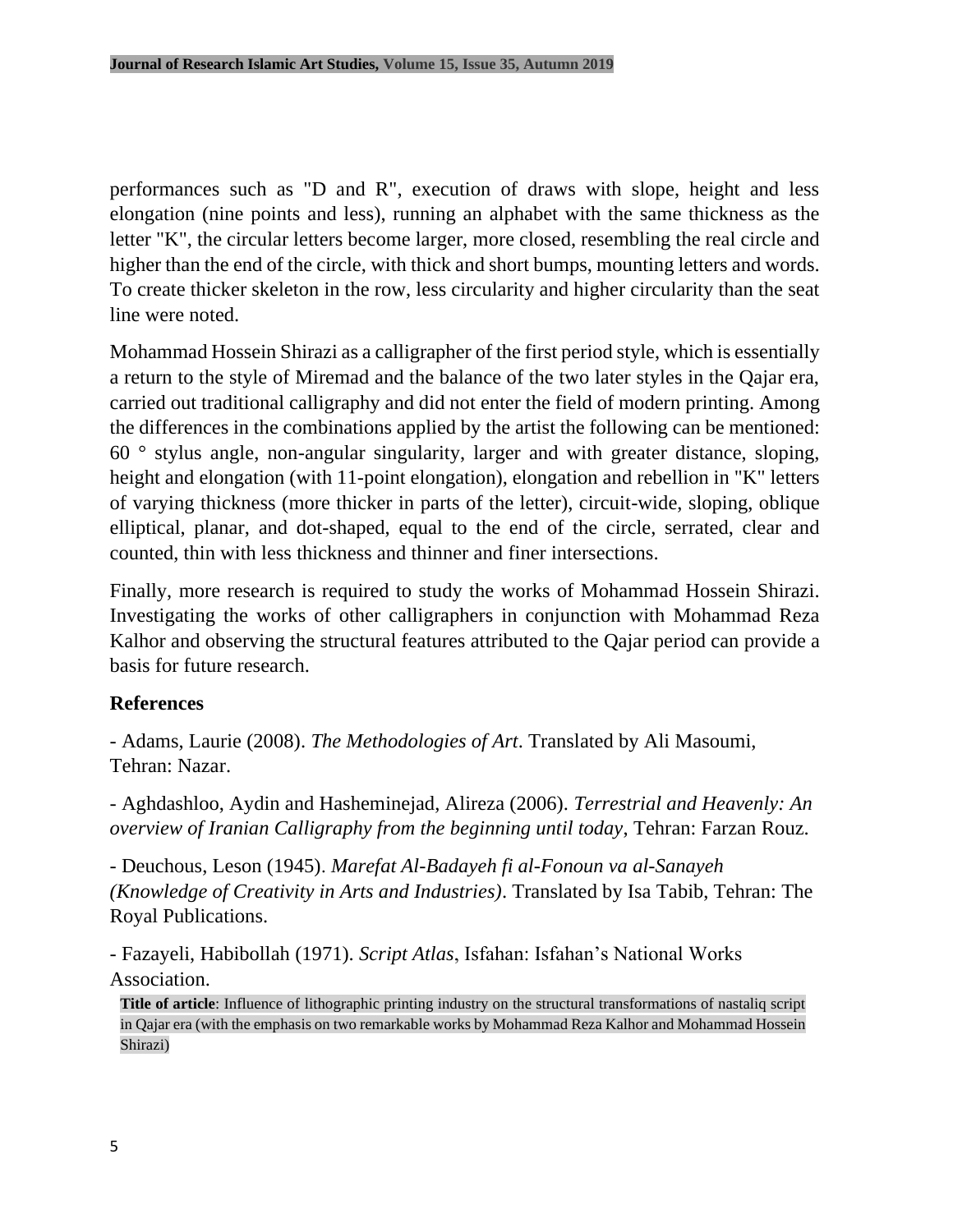performances such as "D and R", execution of draws with slope, height and less elongation (nine points and less), running an alphabet with the same thickness as the letter "K", the circular letters become larger, more closed, resembling the real circle and higher than the end of the circle, with thick and short bumps, mounting letters and words. To create thicker skeleton in the row, less circularity and higher circularity than the seat line were noted.

Mohammad Hossein Shirazi as a calligrapher of the first period style, which is essentially a return to the style of Miremad and the balance of the two later styles in the Qajar era, carried out traditional calligraphy and did not enter the field of modern printing. Among the differences in the combinations applied by the artist the following can be mentioned: 60 ° stylus angle, non-angular singularity, larger and with greater distance, sloping, height and elongation (with 11-point elongation), elongation and rebellion in "K" letters of varying thickness (more thicker in parts of the letter), circuit-wide, sloping, oblique elliptical, planar, and dot-shaped, equal to the end of the circle, serrated, clear and counted, thin with less thickness and thinner and finer intersections.

Finally, more research is required to study the works of Mohammad Hossein Shirazi. Investigating the works of other calligraphers in conjunction with Mohammad Reza Kalhor and observing the structural features attributed to the Qajar period can provide a basis for future research.

## References

- Adams, Laurie (2008). *The Methodologies of Art*. Translated by Ali Masoumi, Tehran: Nazar.

- Aghdashloo, Aydin and Hasheminejad, Alireza (2006). *Terrestrial and Heavenly: An overview of Iranian Calligraphy from the beginning until today*, Tehran: Farzan Rouz.

- Deuchous, Leson (1945). *Marefat Al-Badayeh fi al-Fonoun va al-Sanayeh (Knowledge of Creativity in Arts and Industries)*. Translated by Isa Tabib, Tehran: The Royal Publications.

- Fazayeli, Habibollah (1971). *Script Atlas*, Isfahan: Isfahan's National Works Association.

**Title of article**: Influence of lithographic printing industry on the structural transformations of nastaliq script in Qajar era (with the emphasis on two remarkable works by Mohammad Reza Kalhor and Mohammad Hossein Shirazi)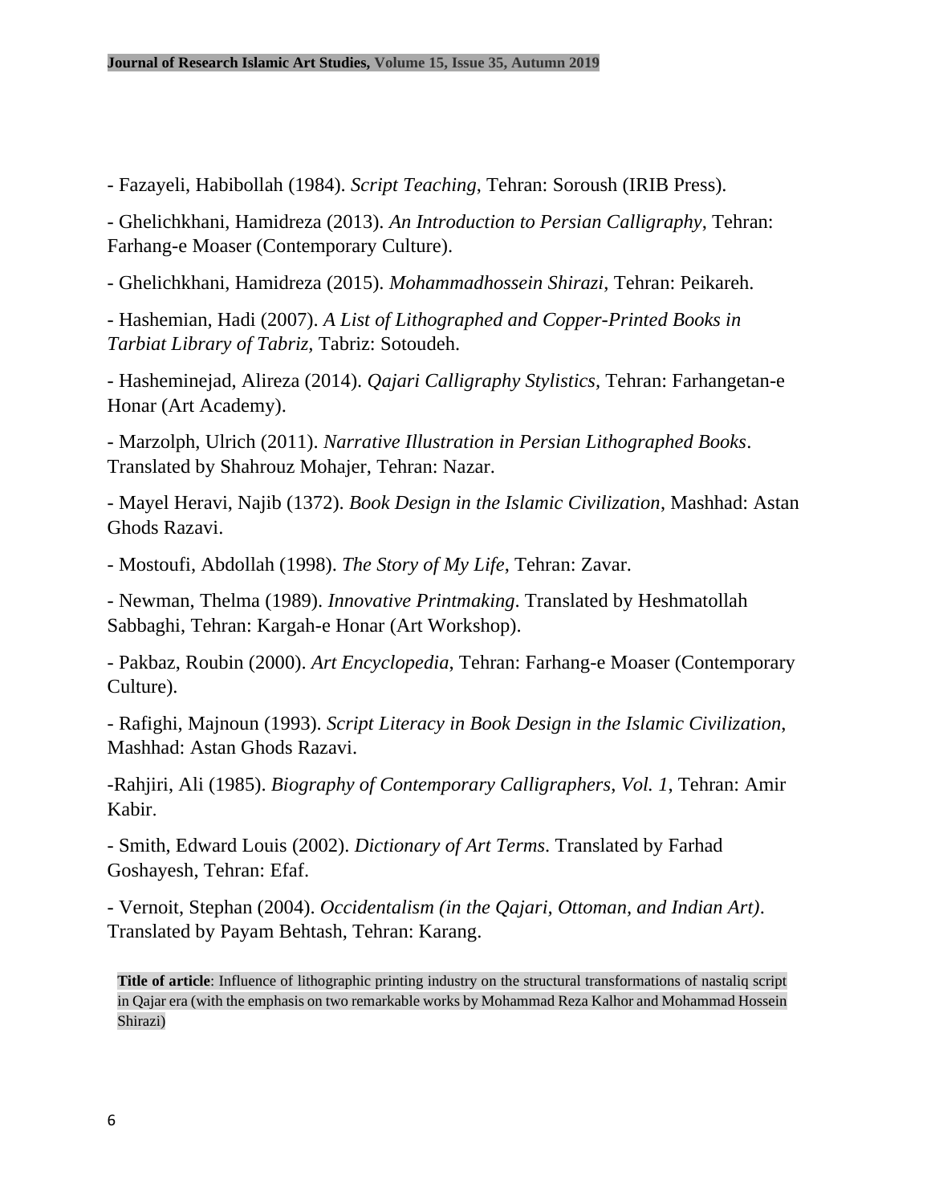- Fazayeli, Habibollah (1984). *Script Teaching*, Tehran: Soroush (IRIB Press).

- Ghelichkhani, Hamidreza (2013). *An Introduction to Persian Calligraphy*, Tehran: Farhang-e Moaser (Contemporary Culture).

- Ghelichkhani, Hamidreza (2015). *Mohammadhossein Shirazi*, Tehran: Peikareh.

- Hashemian, Hadi (2007). *A List of Lithographed and Copper-Printed Books in Tarbiat Library of Tabriz*, Tabriz: Sotoudeh.

- Hasheminejad, Alireza (2014). *Qajari Calligraphy Stylistics*, Tehran: Farhangetan-e Honar (Art Academy).

- Marzolph, Ulrich (2011). *Narrative Illustration in Persian Lithographed Books*. Translated by Shahrouz Mohajer, Tehran: Nazar.

- Mayel Heravi, Najib (1372). *Book Design in the Islamic Civilization*, Mashhad: Astan Ghods Razavi.

- Mostoufi, Abdollah (1998). *The Story of My Life*, Tehran: Zavar.

- Newman, Thelma (1989). *Innovative Printmaking*. Translated by Heshmatollah Sabbaghi, Tehran: Kargah-e Honar (Art Workshop).

- Pakbaz, Roubin (2000). *Art Encyclopedia*, Tehran: Farhang-e Moaser (Contemporary Culture).

- Rafighi, Majnoun (1993). *Script Literacy in Book Design in the Islamic Civilization*, Mashhad: Astan Ghods Razavi.

-Rahjiri, Ali (1985). *Biography of Contemporary Calligraphers, Vol. 1*, Tehran: Amir Kabir.

- Smith, Edward Louis (2002). *Dictionary of Art Terms*. Translated by Farhad Goshayesh, Tehran: Efaf.

- Vernoit, Stephan (2004). *Occidentalism (in the Qajari, Ottoman, and Indian Art)*. Translated by Payam Behtash, Tehran: Karang.

**Title of article**: Influence of lithographic printing industry on the structural transformations of nastaliq script in Qajar era (with the emphasis on two remarkable works by Mohammad Reza Kalhor and Mohammad Hossein Shirazi)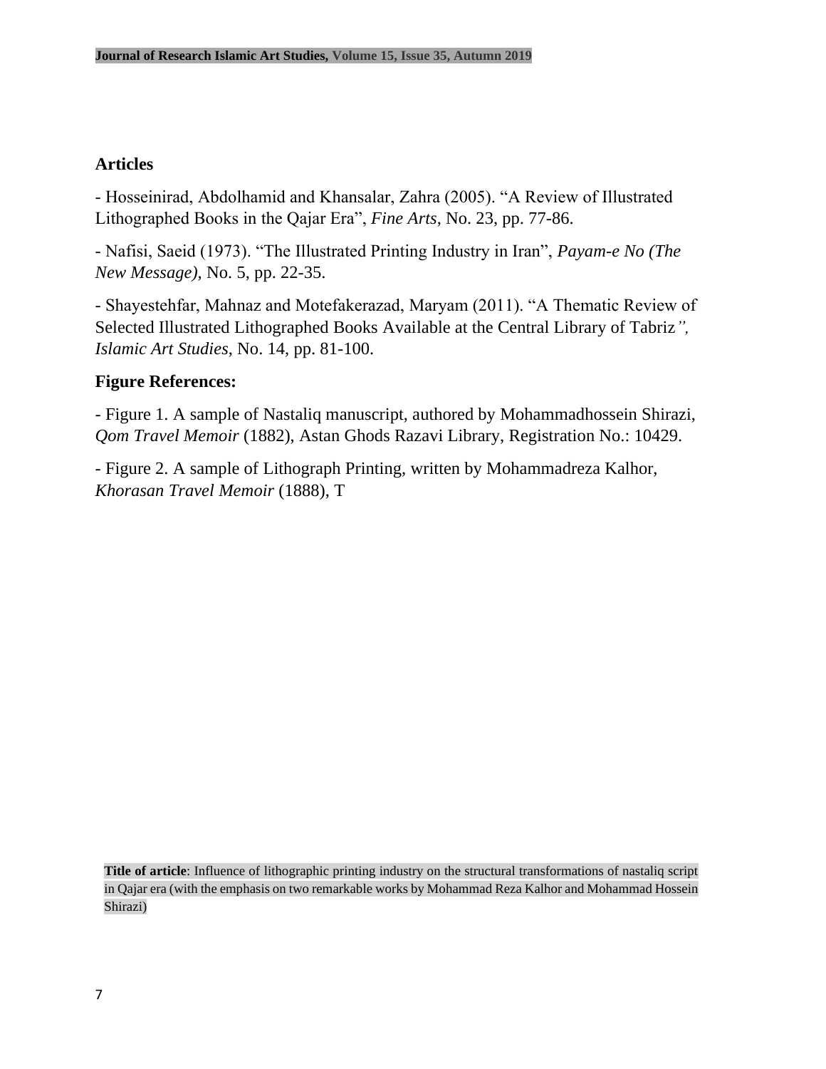## Articles

- Hosseinirad, Abdolhamid and Khansalar, Zahra (2005). "A Review of Illustrated Lithographed Books in the Qajar Era", *Fine Arts*, No. 23, pp. 77-86.

- Nafisi, Saeid (1973). "The Illustrated Printing Industry in Iran", *Payam-e No (The New Message),* No. 5, pp. 22-35.

- Shayestehfar, Mahnaz and Motefakerazad, Maryam (2011). "A Thematic Review of Selected Illustrated Lithographed Books Available at the Central Library of Tabriz*",* *Islamic Art Studies*, No. 14, pp. 81-100.

## Figure References:

- Figure 1. A sample of Nastaliq manuscript, authored by Mohammadhossein Shirazi, *Qom Travel Memoir* (1882), Astan Ghods Razavi Library, Registration No.: 10429.

- Figure 2. A sample of Lithograph Printing, written by Mohammadreza Kalhor, *Khorasan Travel Memoir* (1888), T

**Title of article**: Influence of lithographic printing industry on the structural transformations of nastaliq script in Qajar era (with the emphasis on two remarkable works by Mohammad Reza Kalhor and Mohammad Hossein Shirazi)